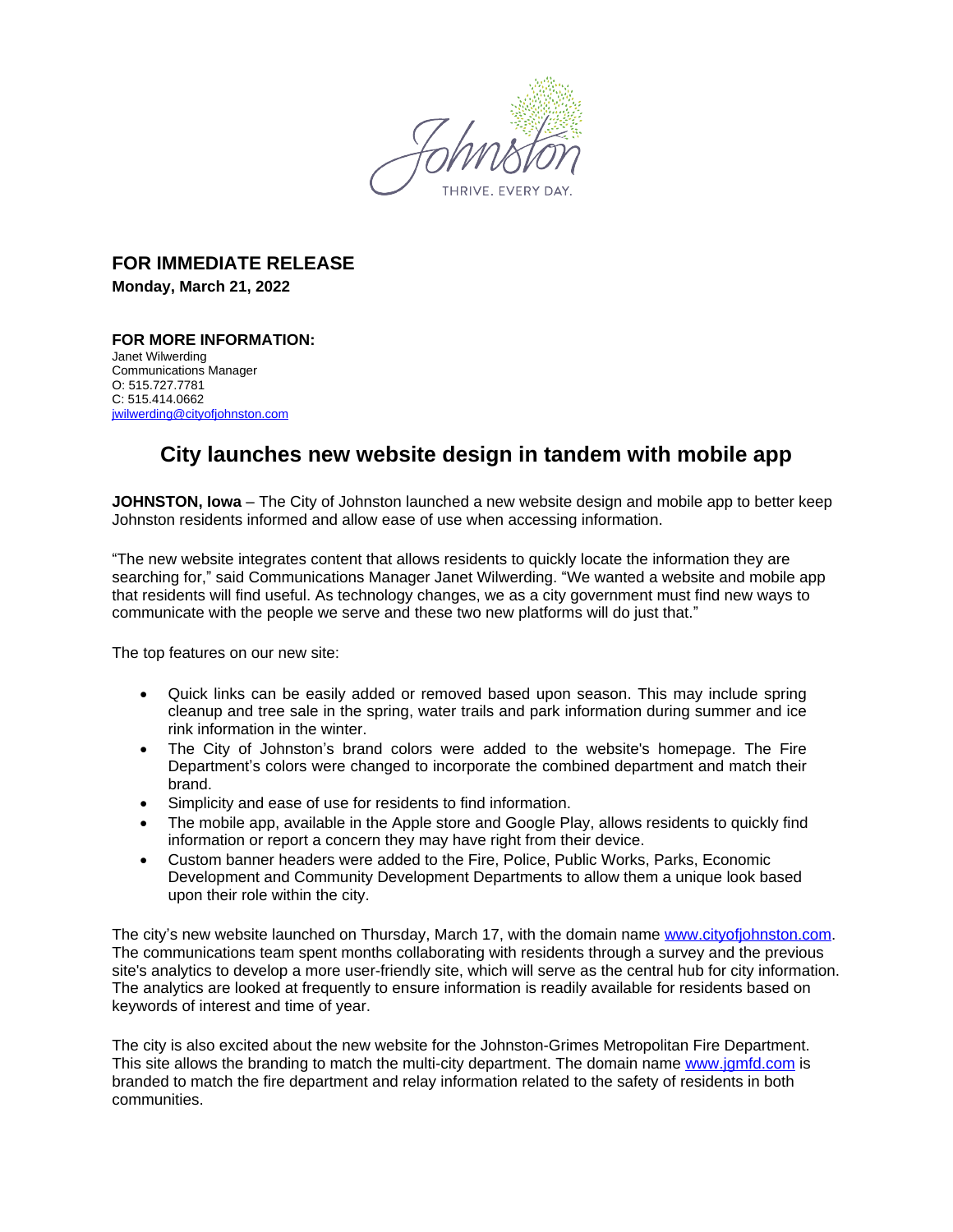Johnston

THRIVE. EVERY DAY.

**FOR IMMEDIATE RELEASE**
**Monday, March 21, 2022**

**FOR MORE INFORMATION:**
Janet Wilwerding
Communications Manager
O: 515.727.7781
C: 515.414.0662
jwilwerding@cityofjohnston.com

# City launches new website design in tandem with mobile app

**JOHNSTON, Iowa** – The City of Johnston launched a new website design and mobile app to better keep Johnston residents informed and allow ease of use when accessing information.

"The new website integrates content that allows residents to quickly locate the information they are searching for," said Communications Manager Janet Wilwerding. "We wanted a website and mobile app that residents will find useful. As technology changes, we as a city government must find new ways to communicate with the people we serve and these two new platforms will do just that."

The top features on our new site:

- Quick links can be easily added or removed based upon season. This may include spring cleanup and tree sale in the spring, water trails and park information during summer and ice rink information in the winter.
- The City of Johnston's brand colors were added to the website's homepage. The Fire Department's colors were changed to incorporate the combined department and match their brand.
- Simplicity and ease of use for residents to find information.
- The mobile app, available in the Apple store and Google Play, allows residents to quickly find information or report a concern they may have right from their device.
- Custom banner headers were added to the Fire, Police, Public Works, Parks, Economic Development and Community Development Departments to allow them a unique look based upon their role within the city.

The city's new website launched on Thursday, March 17, with the domain name www.cityofjohnston.com. The communications team spent months collaborating with residents through a survey and the previous site's analytics to develop a more user-friendly site, which will serve as the central hub for city information. The analytics are looked at frequently to ensure information is readily available for residents based on keywords of interest and time of year.

The city is also excited about the new website for the Johnston-Grimes Metropolitan Fire Department. This site allows the branding to match the multi-city department. The domain name www.jgmfd.com is branded to match the fire department and relay information related to the safety of residents in both communities.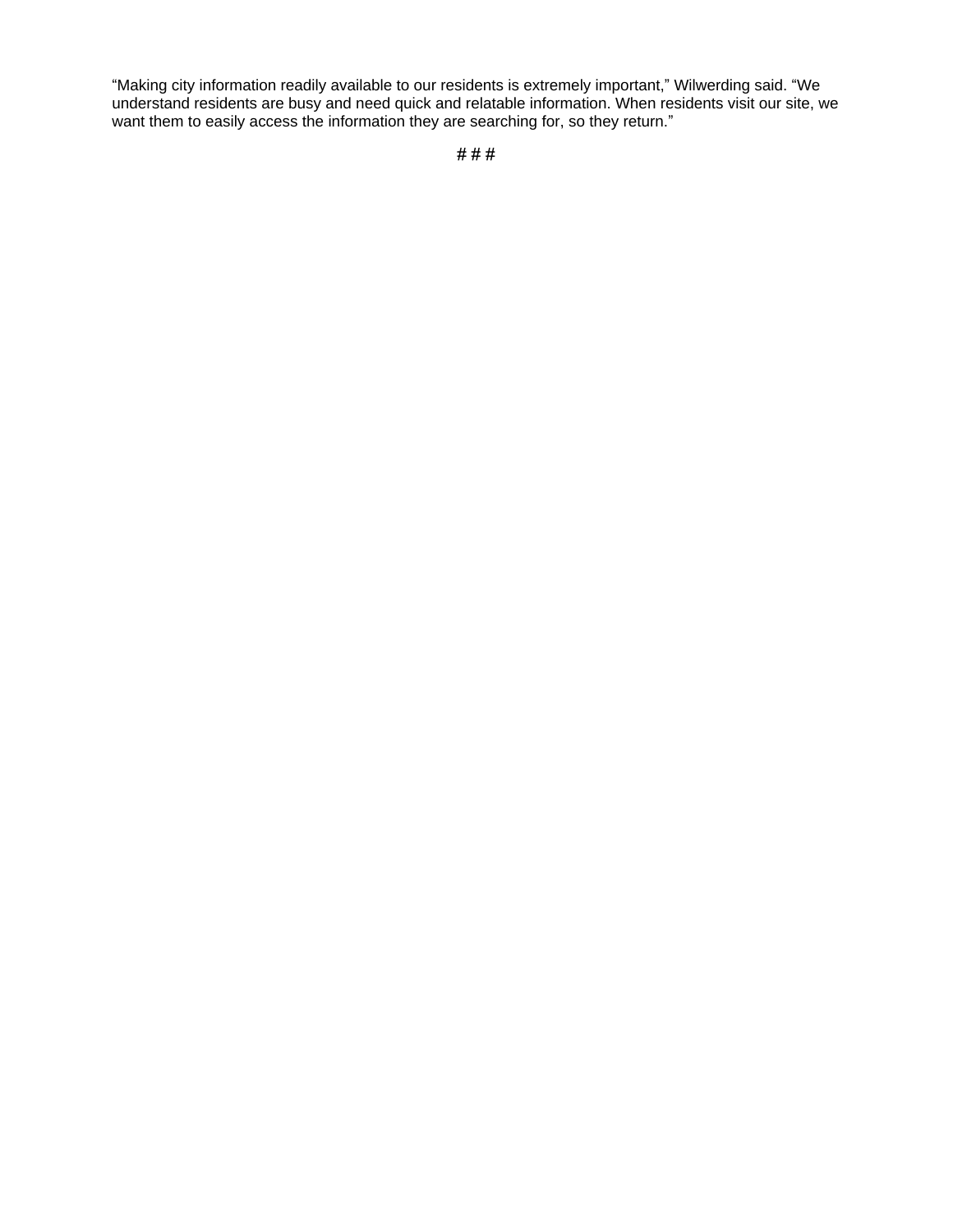“Making city information readily available to our residents is extremely important,” Wilwerding said. “We understand residents are busy and need quick and relatable information. When residents visit our site, we want them to easily access the information they are searching for, so they return.”

# # #